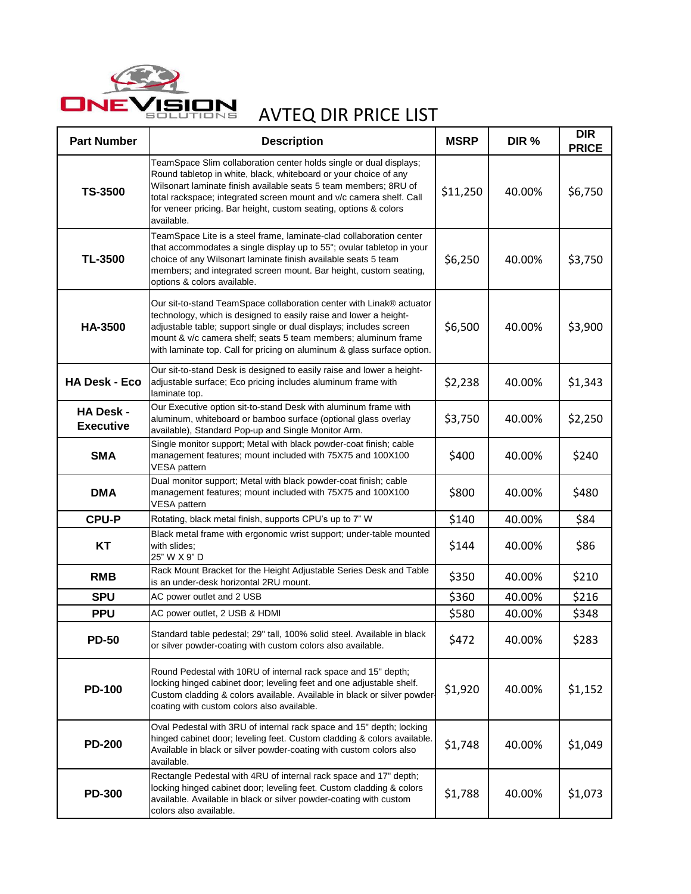# AVTEQ DIR PRICE LIST

| Part Number | Description | MSRP | DIR % | DIR PRICE |
|---|---|---|---|---|
| TS-3500 | TeamSpace Slim collaboration center holds single or dual displays; Round tabletop in white, black, whiteboard or your choice of any Wilsonart laminate finish available seats 5 team members; 8RU of total rackspace; integrated screen mount and v/c camera shelf. Call for veneer pricing. Bar height, custom seating, options & colors available. | $11,250 | 40.00% | $6,750 |
| TL-3500 | TeamSpace Lite is a steel frame, laminate-clad collaboration center that accommodates a single display up to 55"; ovular tabletop in your choice of any Wilsonart laminate finish available seats 5 team members; and integrated screen mount. Bar height, custom seating, options & colors available. | $6,250 | 40.00% | $3,750 |
| HA-3500 | Our sit-to-stand TeamSpace collaboration center with Linak® actuator technology, which is designed to easily raise and lower a height-adjustable table; support single or dual displays; includes screen mount & v/c camera shelf; seats 5 team members; aluminum frame with laminate top. Call for pricing on aluminum & glass surface option. | $6,500 | 40.00% | $3,900 |
| HA Desk - Eco | Our sit-to-stand Desk is designed to easily raise and lower a height-adjustable surface; Eco pricing includes aluminum frame with laminate top. | $2,238 | 40.00% | $1,343 |
| HA Desk - Executive | Our Executive option sit-to-stand Desk with aluminum frame with aluminum, whiteboard or bamboo surface (optional glass overlay available), Standard Pop-up and Single Monitor Arm. | $3,750 | 40.00% | $2,250 |
| SMA | Single monitor support; Metal with black powder-coat finish; cable management features; mount included with 75X75 and 100X100 VESA pattern | $400 | 40.00% | $240 |
| DMA | Dual monitor support; Metal with black powder-coat finish; cable management features; mount included with 75X75 and 100X100 VESA pattern | $800 | 40.00% | $480 |
| CPU-P | Rotating, black metal finish, supports CPU's up to 7" W | $140 | 40.00% | $84 |
| KT | Black metal frame with ergonomic wrist support; under-table mounted with slides; 25" W X 9" D | $144 | 40.00% | $86 |
| RMB | Rack Mount Bracket for the Height Adjustable Series Desk and Table is an under-desk horizontal 2RU mount. | $350 | 40.00% | $210 |
| SPU | AC power outlet and 2 USB | $360 | 40.00% | $216 |
| PPU | AC power outlet, 2 USB & HDMI | $580 | 40.00% | $348 |
| PD-50 | Standard table pedestal; 29" tall, 100% solid steel. Available in black or silver powder-coating with custom colors also available. | $472 | 40.00% | $283 |
| PD-100 | Round Pedestal with 10RU of internal rack space and 15" depth; locking hinged cabinet door; leveling feet and one adjustable shelf. Custom cladding & colors available. Available in black or silver powder-coating with custom colors also available. | $1,920 | 40.00% | $1,152 |
| PD-200 | Oval Pedestal with 3RU of internal rack space and 15" depth; locking hinged cabinet door; leveling feet. Custom cladding & colors available. Available in black or silver powder-coating with custom colors also available. | $1,748 | 40.00% | $1,049 |
| PD-300 | Rectangle Pedestal with 4RU of internal rack space and 17" depth; locking hinged cabinet door; leveling feet. Custom cladding & colors available. Available in black or silver powder-coating with custom colors also available. | $1,788 | 40.00% | $1,073 |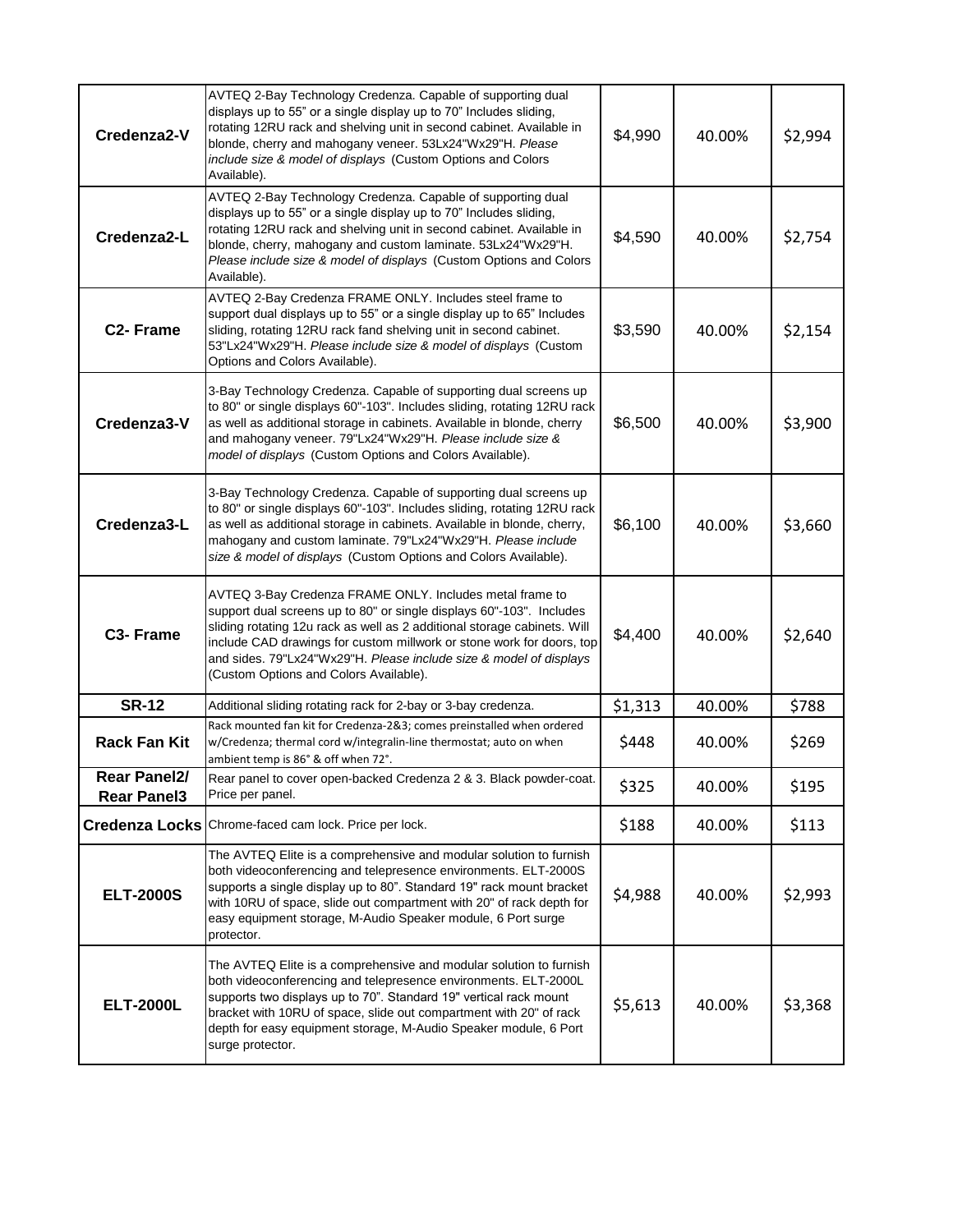| | | | | |
|---|---|---|---|---|
| **Credenza2-V** | AVTEQ 2-Bay Technology Credenza. Capable of supporting dual displays up to 55" or a single display up to 70" Includes sliding, rotating 12RU rack and shelving unit in second cabinet. Available in blonde, cherry and mahogany veneer. 53Lx24"Wx29"H. *Please include size & model of displays* (Custom Options and Colors Available). | $4,990 | 40.00% | $2,994 |
| **Credenza2-L** | AVTEQ 2-Bay Technology Credenza. Capable of supporting dual displays up to 55" or a single display up to 70" Includes sliding, rotating 12RU rack and shelving unit in second cabinet. Available in blonde, cherry, mahogany and custom laminate. 53Lx24"Wx29"H. *Please include size & model of displays* (Custom Options and Colors Available). | $4,590 | 40.00% | $2,754 |
| **C2- Frame** | AVTEQ 2-Bay Credenza FRAME ONLY. Includes steel frame to support dual displays up to 55" or a single display up to 65" Includes sliding, rotating 12RU rack fand shelving unit in second cabinet. 53"Lx24"Wx29"H. *Please include size & model of displays* (Custom Options and Colors Available). | $3,590 | 40.00% | $2,154 |
| **Credenza3-V** | 3-Bay Technology Credenza. Capable of supporting dual screens up to 80" or single displays 60"-103". Includes sliding, rotating 12RU rack as well as additional storage in cabinets. Available in blonde, cherry and mahogany veneer. 79"Lx24"Wx29"H. *Please include size & model of displays* (Custom Options and Colors Available). | $6,500 | 40.00% | $3,900 |
| **Credenza3-L** | 3-Bay Technology Credenza. Capable of supporting dual screens up to 80" or single displays 60"-103". Includes sliding, rotating 12RU rack as well as additional storage in cabinets. Available in blonde, cherry, mahogany and custom laminate. 79"Lx24"Wx29"H. *Please include size & model of displays* (Custom Options and Colors Available). | $6,100 | 40.00% | $3,660 |
| **C3- Frame** | AVTEQ 3-Bay Credenza FRAME ONLY. Includes metal frame to support dual screens up to 80" or single displays 60"-103". Includes sliding rotating 12u rack as well as 2 additional storage cabinets. Will include CAD drawings for custom millwork or stone work for doors, top and sides. 79"Lx24"Wx29"H. *Please include size & model of displays* (Custom Options and Colors Available). | $4,400 | 40.00% | $2,640 |
| **SR-12** | Additional sliding rotating rack for 2-bay or 3-bay credenza. | $1,313 | 40.00% | $788 |
| **Rack Fan Kit** | Rack mounted fan kit for Credenza-2&3; comes preinstalled when ordered w/Credenza; thermal cord w/integralin-line thermostat; auto on when ambient temp is 86° & off when 72°. | $448 | 40.00% | $269 |
| **Rear Panel2/ Rear Panel3** | Rear panel to cover open-backed Credenza 2 & 3. Black powder-coat. Price per panel. | $325 | 40.00% | $195 |
| **Credenza Locks** | Chrome-faced cam lock. Price per lock. | $188 | 40.00% | $113 |
| **ELT-2000S** | The AVTEQ Elite is a comprehensive and modular solution to furnish both videoconferencing and telepresence environments. ELT-2000S supports a single display up to 80". Standard 19" rack mount bracket with 10RU of space, slide out compartment with 20" of rack depth for easy equipment storage, M-Audio Speaker module, 6 Port surge protector. | $4,988 | 40.00% | $2,993 |
| **ELT-2000L** | The AVTEQ Elite is a comprehensive and modular solution to furnish both videoconferencing and telepresence environments. ELT-2000L supports two displays up to 70". Standard 19" vertical rack mount bracket with 10RU of space, slide out compartment with 20" of rack depth for easy equipment storage, M-Audio Speaker module, 6 Port surge protector. | $5,613 | 40.00% | $3,368 |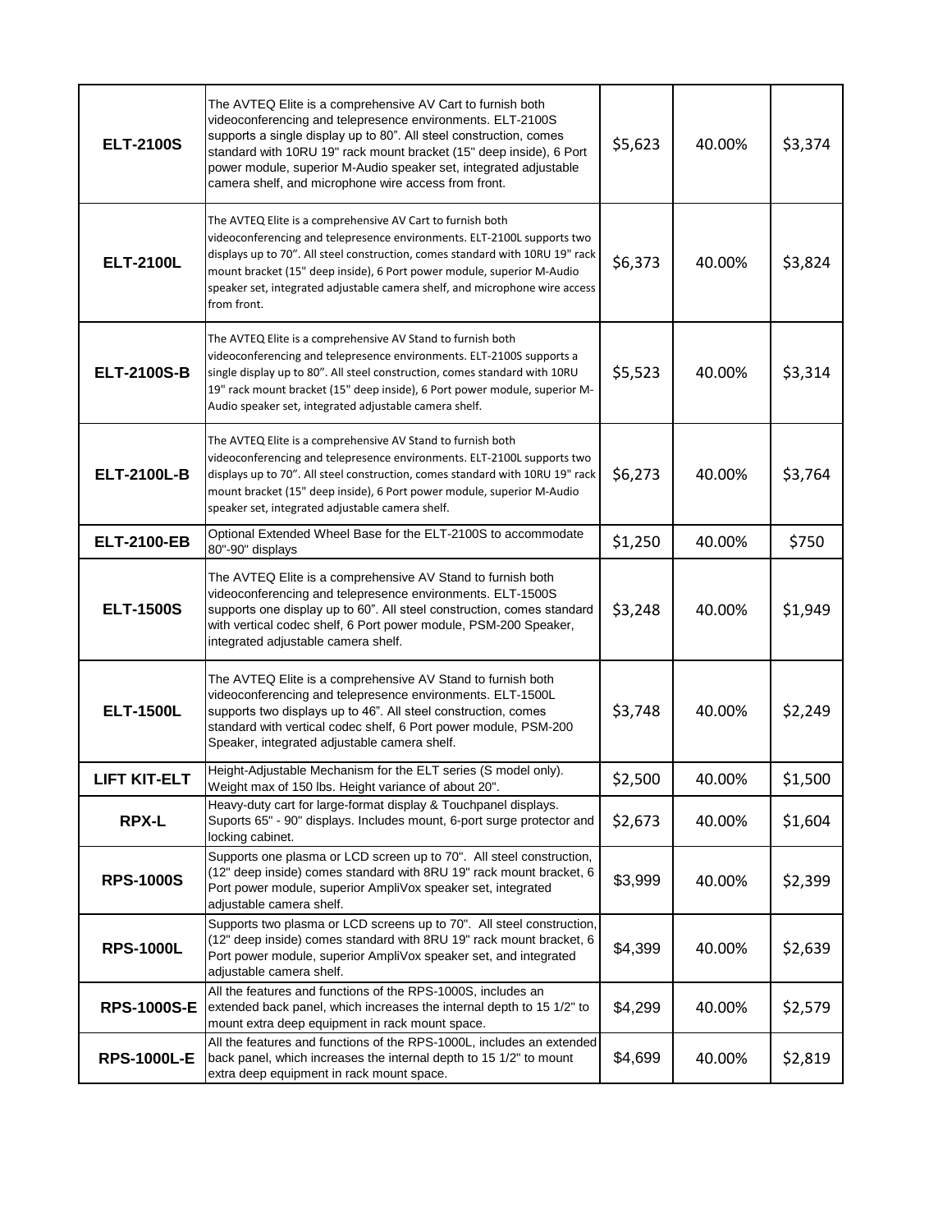| | | | | |
|---|---|---|---|---|
| **ELT-2100S** | The AVTEQ Elite is a comprehensive AV Cart to furnish both videoconferencing and telepresence environments. ELT-2100S supports a single display up to 80". All steel construction, comes standard with 10RU 19" rack mount bracket (15" deep inside), 6 Port power module, superior M-Audio speaker set, integrated adjustable camera shelf, and microphone wire access from front. | $5,623 | 40.00% | $3,374 |
| **ELT-2100L** | The AVTEQ Elite is a comprehensive AV Cart to furnish both videoconferencing and telepresence environments. ELT-2100L supports two displays up to 70". All steel construction, comes standard with 10RU 19" rack mount bracket (15" deep inside), 6 Port power module, superior M-Audio speaker set, integrated adjustable camera shelf, and microphone wire access from front. | $6,373 | 40.00% | $3,824 |
| **ELT-2100S-B** | The AVTEQ Elite is a comprehensive AV Stand to furnish both videoconferencing and telepresence environments. ELT-2100S supports a single display up to 80". All steel construction, comes standard with 10RU 19" rack mount bracket (15" deep inside), 6 Port power module, superior M-Audio speaker set, integrated adjustable camera shelf. | $5,523 | 40.00% | $3,314 |
| **ELT-2100L-B** | The AVTEQ Elite is a comprehensive AV Stand to furnish both videoconferencing and telepresence environments. ELT-2100L supports two displays up to 70". All steel construction, comes standard with 10RU 19" rack mount bracket (15" deep inside), 6 Port power module, superior M-Audio speaker set, integrated adjustable camera shelf. | $6,273 | 40.00% | $3,764 |
| **ELT-2100-EB** | Optional Extended Wheel Base for the ELT-2100S to accommodate 80"-90" displays | $1,250 | 40.00% | $750 |
| **ELT-1500S** | The AVTEQ Elite is a comprehensive AV Stand to furnish both videoconferencing and telepresence environments. ELT-1500S supports one display up to 60". All steel construction, comes standard with vertical codec shelf, 6 Port power module, PSM-200 Speaker, integrated adjustable camera shelf. | $3,248 | 40.00% | $1,949 |
| **ELT-1500L** | The AVTEQ Elite is a comprehensive AV Stand to furnish both videoconferencing and telepresence environments. ELT-1500L supports two displays up to 46". All steel construction, comes standard with vertical codec shelf, 6 Port power module, PSM-200 Speaker, integrated adjustable camera shelf. | $3,748 | 40.00% | $2,249 |
| **LIFT KIT-ELT** | Height-Adjustable Mechanism for the ELT series (S model only). Weight max of 150 lbs. Height variance of about 20". | $2,500 | 40.00% | $1,500 |
| **RPX-L** | Heavy-duty cart for large-format display & Touchpanel displays. Suports 65" - 90" displays. Includes mount, 6-port surge protector and locking cabinet. | $2,673 | 40.00% | $1,604 |
| **RPS-1000S** | Supports one plasma or LCD screen up to 70". All steel construction, (12" deep inside) comes standard with 8RU 19" rack mount bracket, 6 Port power module, superior AmpliVox speaker set, integrated adjustable camera shelf. | $3,999 | 40.00% | $2,399 |
| **RPS-1000L** | Supports two plasma or LCD screens up to 70". All steel construction, (12" deep inside) comes standard with 8RU 19" rack mount bracket, 6 Port power module, superior AmpliVox speaker set, and integrated adjustable camera shelf. | $4,399 | 40.00% | $2,639 |
| **RPS-1000S-E** | All the features and functions of the RPS-1000S, includes an extended back panel, which increases the internal depth to 15 1/2" to mount extra deep equipment in rack mount space. | $4,299 | 40.00% | $2,579 |
| **RPS-1000L-E** | All the features and functions of the RPS-1000L, includes an extended back panel, which increases the internal depth to 15 1/2" to mount extra deep equipment in rack mount space. | $4,699 | 40.00% | $2,819 |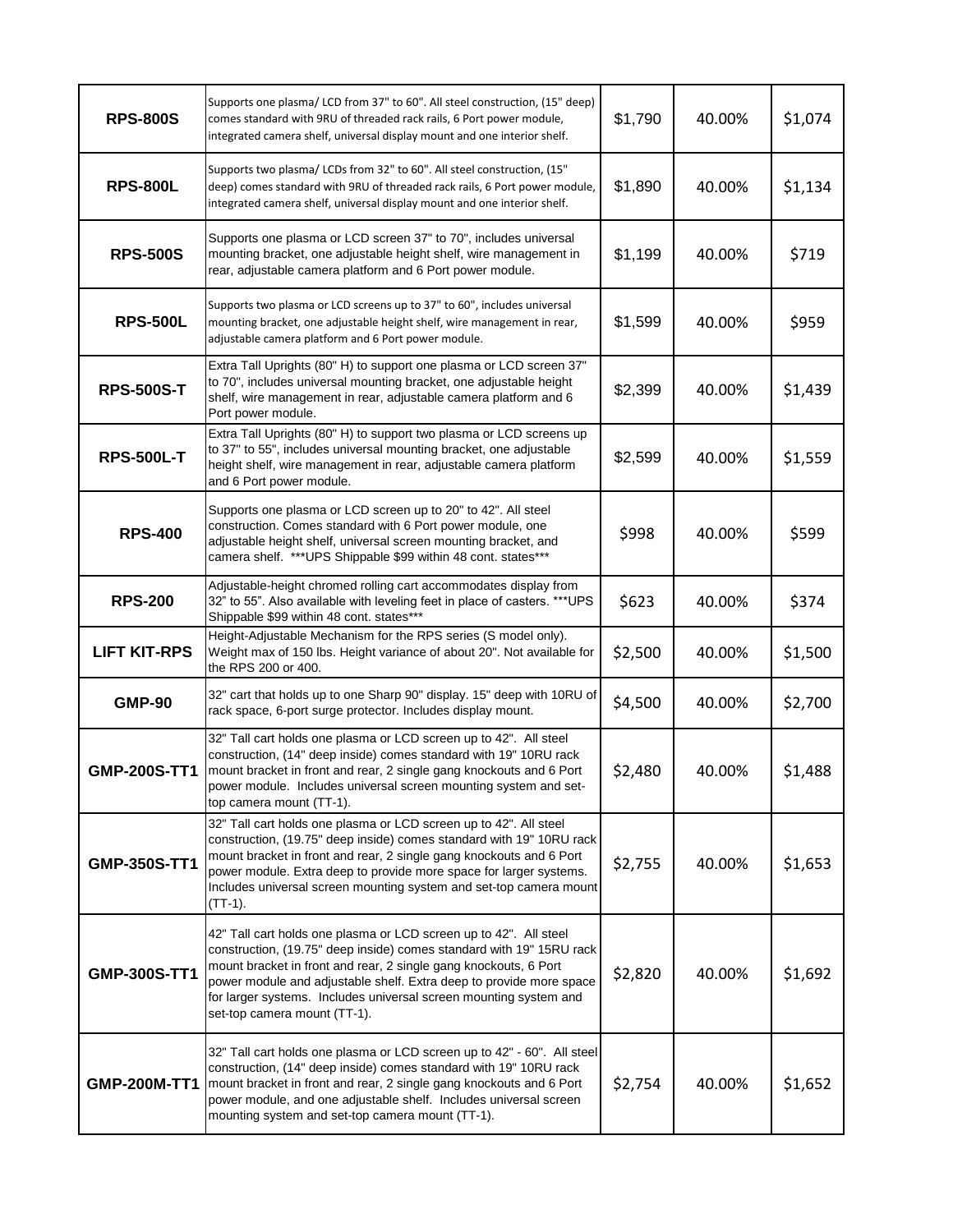| | | | | |
|---|---|---|---|---|
| **RPS-800S** | Supports one plasma/ LCD from 37" to 60". All steel construction, (15" deep) comes standard with 9RU of threaded rack rails, 6 Port power module, integrated camera shelf, universal display mount and one interior shelf. | $1,790 | 40.00% | $1,074 |
| **RPS-800L** | Supports two plasma/ LCDs from 32" to 60". All steel construction, (15" deep) comes standard with 9RU of threaded rack rails, 6 Port power module, integrated camera shelf, universal display mount and one interior shelf. | $1,890 | 40.00% | $1,134 |
| **RPS-500S** | Supports one plasma or LCD screen 37" to 70", includes universal mounting bracket, one adjustable height shelf, wire management in rear, adjustable camera platform and 6 Port power module. | $1,199 | 40.00% | $719 |
| **RPS-500L** | Supports two plasma or LCD screens up to 37" to 60", includes universal mounting bracket, one adjustable height shelf, wire management in rear, adjustable camera platform and 6 Port power module. | $1,599 | 40.00% | $959 |
| **RPS-500S-T** | Extra Tall Uprights (80" H) to support one plasma or LCD screen 37" to 70", includes universal mounting bracket, one adjustable height shelf, wire management in rear, adjustable camera platform and 6 Port power module. | $2,399 | 40.00% | $1,439 |
| **RPS-500L-T** | Extra Tall Uprights (80" H) to support two plasma or LCD screens up to 37" to 55", includes universal mounting bracket, one adjustable height shelf, wire management in rear, adjustable camera platform and 6 Port power module. | $2,599 | 40.00% | $1,559 |
| **RPS-400** | Supports one plasma or LCD screen up to 20" to 42". All steel construction. Comes standard with 6 Port power module, one adjustable height shelf, universal screen mounting bracket, and camera shelf. ***UPS Shippable $99 within 48 cont. states*** | $998 | 40.00% | $599 |
| **RPS-200** | Adjustable-height chromed rolling cart accommodates display from 32" to 55". Also available with leveling feet in place of casters. ***UPS Shippable $99 within 48 cont. states*** | $623 | 40.00% | $374 |
| **LIFT KIT-RPS** | Height-Adjustable Mechanism for the RPS series (S model only). Weight max of 150 lbs. Height variance of about 20". Not available for the RPS 200 or 400. | $2,500 | 40.00% | $1,500 |
| **GMP-90** | 32" cart that holds up to one Sharp 90" display. 15" deep with 10RU of rack space, 6-port surge protector. Includes display mount. | $4,500 | 40.00% | $2,700 |
| **GMP-200S-TT1** | 32" Tall cart holds one plasma or LCD screen up to 42". All steel construction, (14" deep inside) comes standard with 19" 10RU rack mount bracket in front and rear, 2 single gang knockouts and 6 Port power module. Includes universal screen mounting system and set-top camera mount (TT-1). | $2,480 | 40.00% | $1,488 |
| **GMP-350S-TT1** | 32" Tall cart holds one plasma or LCD screen up to 42". All steel construction, (19.75" deep inside) comes standard with 19" 10RU rack mount bracket in front and rear, 2 single gang knockouts and 6 Port power module. Extra deep to provide more space for larger systems. Includes universal screen mounting system and set-top camera mount (TT-1). | $2,755 | 40.00% | $1,653 |
| **GMP-300S-TT1** | 42" Tall cart holds one plasma or LCD screen up to 42". All steel construction, (19.75" deep inside) comes standard with 19" 15RU rack mount bracket in front and rear, 2 single gang knockouts, 6 Port power module and adjustable shelf. Extra deep to provide more space for larger systems. Includes universal screen mounting system and set-top camera mount (TT-1). | $2,820 | 40.00% | $1,692 |
| **GMP-200M-TT1** | 32" Tall cart holds one plasma or LCD screen up to 42" - 60". All steel construction, (14" deep inside) comes standard with 19" 10RU rack mount bracket in front and rear, 2 single gang knockouts and 6 Port power module, and one adjustable shelf. Includes universal screen mounting system and set-top camera mount (TT-1). | $2,754 | 40.00% | $1,652 |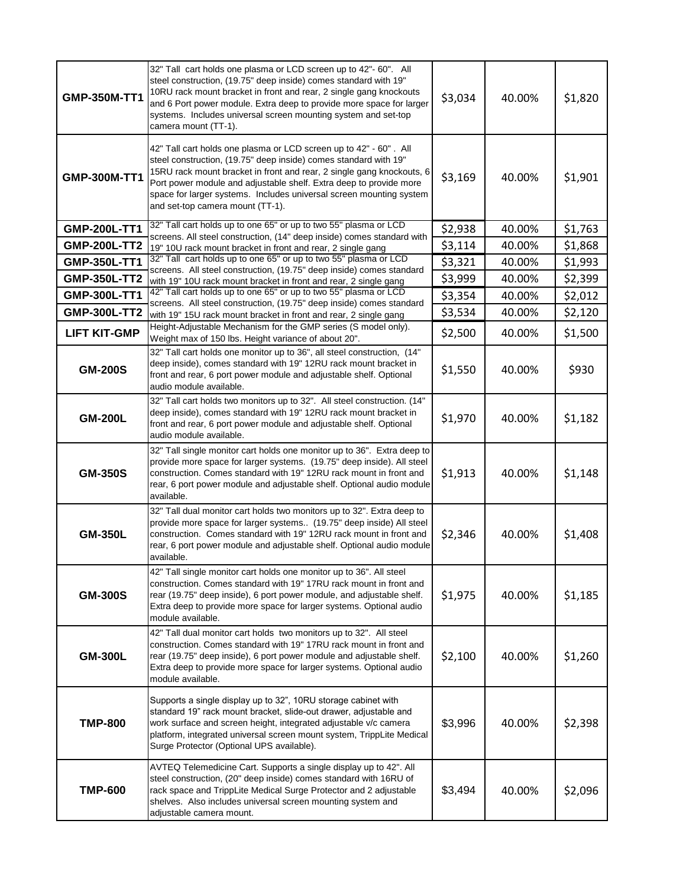| | | | | |
|---|---|---|---|---|
| **GMP-350M-TT1** | 32" Tall cart holds one plasma or LCD screen up to 42"- 60". All steel construction, (19.75" deep inside) comes standard with 19" 10RU rack mount bracket in front and rear, 2 single gang knockouts and 6 Port power module. Extra deep to provide more space for larger systems. Includes universal screen mounting system and set-top camera mount (TT-1). | $3,034 | 40.00% | $1,820 |
| **GMP-300M-TT1** | 42" Tall cart holds one plasma or LCD screen up to 42" - 60" . All steel construction, (19.75" deep inside) comes standard with 19" 15RU rack mount bracket in front and rear, 2 single gang knockouts, 6 Port power module and adjustable shelf. Extra deep to provide more space for larger systems. Includes universal screen mounting system and set-top camera mount (TT-1). | $3,169 | 40.00% | $1,901 |
| **GMP-200L-TT1** | 32" Tall cart holds up to one 65" or up to two 55" plasma or LCD screens. All steel construction, (14" deep inside) comes standard with 19" 10U rack mount bracket in front and rear, 2 single gang | $2,938 | 40.00% | $1,763 |
| **GMP-200L-TT2** | | $3,114 | 40.00% | $1,868 |
| **GMP-350L-TT1** | 32" Tall cart holds up to one 65" or up to two 55" plasma or LCD screens. All steel construction, (19.75" deep inside) comes standard with 19" 10U rack mount bracket in front and rear, 2 single gang | $3,321 | 40.00% | $1,993 |
| **GMP-350L-TT2** | | $3,999 | 40.00% | $2,399 |
| **GMP-300L-TT1** | 42" Tall cart holds up to one 65" or up to two 55" plasma or LCD screens. All steel construction, (19.75" deep inside) comes standard with 19" 15U rack mount bracket in front and rear, 2 single gang | $3,354 | 40.00% | $2,012 |
| **GMP-300L-TT2** | | $3,534 | 40.00% | $2,120 |
| **LIFT KIT-GMP** | Height-Adjustable Mechanism for the GMP series (S model only). Weight max of 150 lbs. Height variance of about 20". | $2,500 | 40.00% | $1,500 |
| **GM-200S** | 32" Tall cart holds one monitor up to 36", all steel construction, (14" deep inside), comes standard with 19" 12RU rack mount bracket in front and rear, 6 port power module and adjustable shelf. Optional audio module available. | $1,550 | 40.00% | $930 |
| **GM-200L** | 32" Tall cart holds two monitors up to 32". All steel construction. (14" deep inside), comes standard with 19" 12RU rack mount bracket in front and rear, 6 port power module and adjustable shelf. Optional audio module available. | $1,970 | 40.00% | $1,182 |
| **GM-350S** | 32" Tall single monitor cart holds one monitor up to 36". Extra deep to provide more space for larger systems. (19.75" deep inside). All steel construction. Comes standard with 19" 12RU rack mount in front and rear, 6 port power module and adjustable shelf. Optional audio module available. | $1,913 | 40.00% | $1,148 |
| **GM-350L** | 32" Tall dual monitor cart holds two monitors up to 32". Extra deep to provide more space for larger systems.. (19.75" deep inside) All steel construction. Comes standard with 19" 12RU rack mount in front and rear, 6 port power module and adjustable shelf. Optional audio module available. | $2,346 | 40.00% | $1,408 |
| **GM-300S** | 42" Tall single monitor cart holds one monitor up to 36". All steel construction. Comes standard with 19" 17RU rack mount in front and rear (19.75" deep inside), 6 port power module, and adjustable shelf. Extra deep to provide more space for larger systems. Optional audio module available. | $1,975 | 40.00% | $1,185 |
| **GM-300L** | 42" Tall dual monitor cart holds two monitors up to 32". All steel construction. Comes standard with 19" 17RU rack mount in front and rear (19.75" deep inside), 6 port power module and adjustable shelf. Extra deep to provide more space for larger systems. Optional audio module available. | $2,100 | 40.00% | $1,260 |
| **TMP-800** | Supports a single display up to 32", 10RU storage cabinet with standard 19" rack mount bracket, slide-out drawer, adjustable and work surface and screen height, integrated adjustable v/c camera platform, integrated universal screen mount system, TrippLite Medical Surge Protector (Optional UPS available). | $3,996 | 40.00% | $2,398 |
| **TMP-600** | AVTEQ Telemedicine Cart. Supports a single display up to 42". All steel construction, (20" deep inside) comes standard with 16RU of rack space and TrippLite Medical Surge Protector and 2 adjustable shelves. Also includes universal screen mounting system and adjustable camera mount. | $3,494 | 40.00% | $2,096 |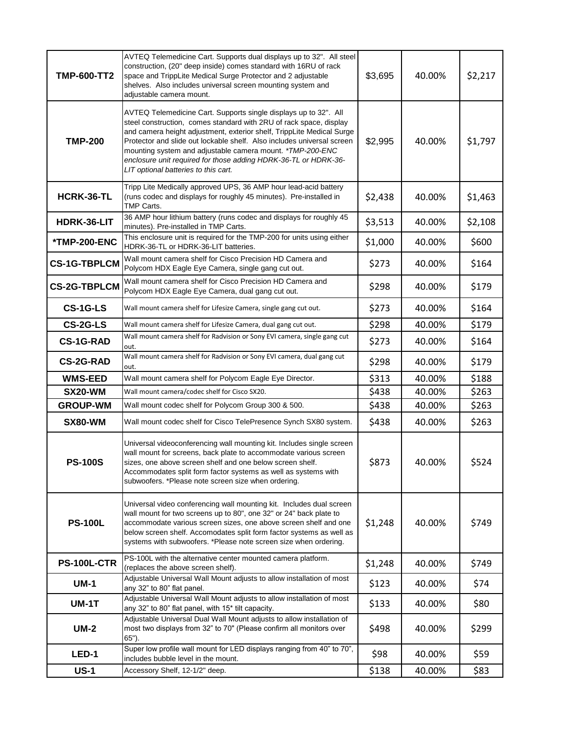| TMP-600-TT2 | AVTEQ Telemedicine Cart. Supports dual displays up to 32". All steel construction, (20" deep inside) comes standard with 16RU of rack space and TrippLite Medical Surge Protector and 2 adjustable shelves. Also includes universal screen mounting system and adjustable camera mount. | $3,695 | 40.00% | $2,217 |
|---|---|---|---|---|
| **TMP-200** | AVTEQ Telemedicine Cart. Supports single displays up to 32". All steel construction, comes standard with 2RU of rack space, display and camera height adjustment, exterior shelf, TrippLite Medical Surge Protector and slide out lockable shelf. Also includes universal screen mounting system and adjustable camera mount. *\*TMP-200-ENC enclosure unit required for those adding HDRK-36-TL or HDRK-36-LIT optional batteries to this cart.* | $2,995 | 40.00% | $1,797 |
| **HCRK-36-TL** | Tripp Lite Medically approved UPS, 36 AMP hour lead-acid battery (runs codec and displays for roughly 45 minutes). Pre-installed in TMP Carts. | $2,438 | 40.00% | $1,463 |
| **HDRK-36-LIT** | 36 AMP hour lithium battery (runs codec and displays for roughly 45 minutes). Pre-installed in TMP Carts. | $3,513 | 40.00% | $2,108 |
| **\*TMP-200-ENC** | This enclosure unit is required for the TMP-200 for units using either HDRK-36-TL or HDRK-36-LIT batteries. | $1,000 | 40.00% | $600 |
| **CS-1G-TBPLCM** | Wall mount camera shelf for Cisco Precision HD Camera and Polycom HDX Eagle Eye Camera, single gang cut out. | $273 | 40.00% | $164 |
| **CS-2G-TBPLCM** | Wall mount camera shelf for Cisco Precision HD Camera and Polycom HDX Eagle Eye Camera, dual gang cut out. | $298 | 40.00% | $179 |
| **CS-1G-LS** | Wall mount camera shelf for Lifesize Camera, single gang cut out. | $273 | 40.00% | $164 |
| **CS-2G-LS** | Wall mount camera shelf for Lifesize Camera, dual gang cut out. | $298 | 40.00% | $179 |
| **CS-1G-RAD** | Wall mount camera shelf for Radvision or Sony EVI camera, single gang cut out. | $273 | 40.00% | $164 |
| **CS-2G-RAD** | Wall mount camera shelf for Radvision or Sony EVI camera, dual gang cut out. | $298 | 40.00% | $179 |
| **WMS-EED** | Wall mount camera shelf for Polycom Eagle Eye Director. | $313 | 40.00% | $188 |
| **SX20-WM** | Wall mount camera/codec shelf for Cisco SX20. | $438 | 40.00% | $263 |
| **GROUP-WM** | Wall mount codec shelf for Polycom Group 300 & 500. | $438 | 40.00% | $263 |
| **SX80-WM** | Wall mount codec shelf for Cisco TelePresence Synch SX80 system. | $438 | 40.00% | $263 |
| **PS-100S** | Universal videoconferencing wall mounting kit. Includes single screen wall mount for screens, back plate to accommodate various screen sizes, one above screen shelf and one below screen shelf. Accommodates split form factor systems as well as systems with subwoofers. *Please note screen size when ordering. | $873 | 40.00% | $524 |
| **PS-100L** | Universal video conferencing wall mounting kit. Includes dual screen wall mount for two screens up to 80", one 32" or 24" back plate to accommodate various screen sizes, one above screen shelf and one below screen shelf. Accomodates split form factor systems as well as systems with subwoofers. *Please note screen size when ordering. | $1,248 | 40.00% | $749 |
| **PS-100L-CTR** | PS-100L with the alternative center mounted camera platform. (replaces the above screen shelf). | $1,248 | 40.00% | $749 |
| **UM-1** | Adjustable Universal Wall Mount adjusts to allow installation of most any 32" to 80" flat panel. | $123 | 40.00% | $74 |
| **UM-1T** | Adjustable Universal Wall Mount adjusts to allow installation of most any 32" to 80" flat panel, with 15* tilt capacity. | $133 | 40.00% | $80 |
| **UM-2** | Adjustable Universal Dual Wall Mount adjusts to allow installation of most two displays from 32" to 70" (Please confirm all monitors over 65"). | $498 | 40.00% | $299 |
| **LED-1** | Super low profile wall mount for LED displays ranging from 40" to 70", includes bubble level in the mount. | $98 | 40.00% | $59 |
| **US-1** | Accessory Shelf, 12-1/2" deep. | $138 | 40.00% | $83 |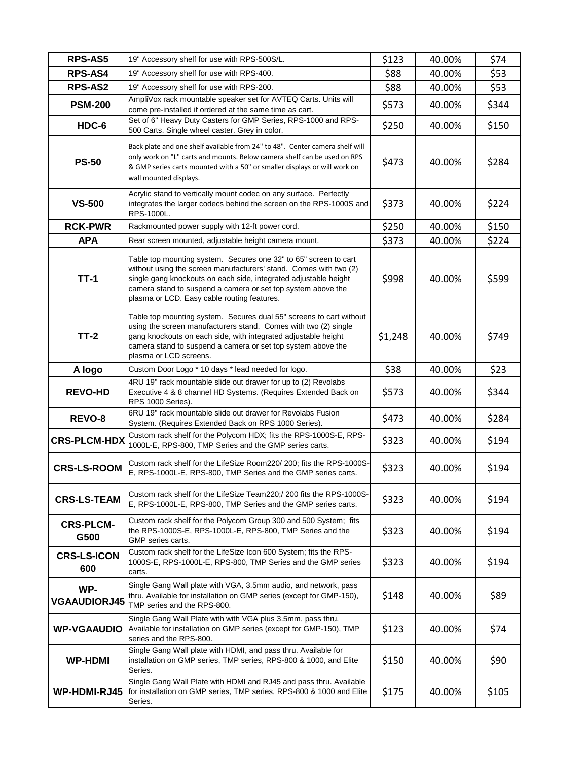| | | | | |
|---|---|---|---|---|
| **RPS-AS5** | 19" Accessory shelf for use with RPS-500S/L. | $123 | 40.00% | $74 |
| **RPS-AS4** | 19" Accessory shelf for use with RPS-400. | $88 | 40.00% | $53 |
| **RPS-AS2** | 19" Accessory shelf for use with RPS-200. | $88 | 40.00% | $53 |
| **PSM-200** | AmpliVox rack mountable speaker set for AVTEQ Carts. Units will come pre-installed if ordered at the same time as cart. | $573 | 40.00% | $344 |
| **HDC-6** | Set of 6" Heavy Duty Casters for GMP Series, RPS-1000 and RPS-500 Carts. Single wheel caster. Grey in color. | $250 | 40.00% | $150 |
| **PS-50** | Back plate and one shelf available from 24" to 48". Center camera shelf will only work on "L" carts and mounts. Below camera shelf can be used on RPS & GMP series carts mounted with a 50" or smaller displays or will work on wall mounted displays. | $473 | 40.00% | $284 |
| **VS-500** | Acrylic stand to vertically mount codec on any surface. Perfectly integrates the larger codecs behind the screen on the RPS-1000S and RPS-1000L. | $373 | 40.00% | $224 |
| **RCK-PWR** | Rackmounted power supply with 12-ft power cord. | $250 | 40.00% | $150 |
| **APA** | Rear screen mounted, adjustable height camera mount. | $373 | 40.00% | $224 |
| **TT-1** | Table top mounting system. Secures one 32" to 65" screen to cart without using the screen manufacturers' stand. Comes with two (2) single gang knockouts on each side, integrated adjustable height camera stand to suspend a camera or set top system above the plasma or LCD. Easy cable routing features. | $998 | 40.00% | $599 |
| **TT-2** | Table top mounting system. Secures dual 55" screens to cart without using the screen manufacturers stand. Comes with two (2) single gang knockouts on each side, with integrated adjustable height camera stand to suspend a camera or set top system above the plasma or LCD screens. | $1,248 | 40.00% | $749 |
| **A logo** | Custom Door Logo * 10 days * lead needed for logo. | $38 | 40.00% | $23 |
| **REVO-HD** | 4RU 19" rack mountable slide out drawer for up to (2) Revolabs Executive 4 & 8 channel HD Systems. (Requires Extended Back on RPS 1000 Series). | $573 | 40.00% | $344 |
| **REVO-8** | 6RU 19" rack mountable slide out drawer for Revolabs Fusion System. (Requires Extended Back on RPS 1000 Series). | $473 | 40.00% | $284 |
| **CRS-PLCM-HDX** | Custom rack shelf for the Polycom HDX; fits the RPS-1000S-E, RPS-1000L-E, RPS-800, TMP Series and the GMP series carts. | $323 | 40.00% | $194 |
| **CRS-LS-ROOM** | Custom rack shelf for the LifeSize Room220/ 200; fits the RPS-1000S-E, RPS-1000L-E, RPS-800, TMP Series and the GMP series carts. | $323 | 40.00% | $194 |
| **CRS-LS-TEAM** | Custom rack shelf for the LifeSize Team220;/ 200 fits the RPS-1000S-E, RPS-1000L-E, RPS-800, TMP Series and the GMP series carts. | $323 | 40.00% | $194 |
| **CRS-PLCM-G500** | Custom rack shelf for the Polycom Group 300 and 500 System; fits the RPS-1000S-E, RPS-1000L-E, RPS-800, TMP Series and the GMP series carts. | $323 | 40.00% | $194 |
| **CRS-LS-ICON 600** | Custom rack shelf for the LifeSize Icon 600 System; fits the RPS-1000S-E, RPS-1000L-E, RPS-800, TMP Series and the GMP series carts. | $323 | 40.00% | $194 |
| **WP-VGAAUDIORJ45** | Single Gang Wall plate with VGA, 3.5mm audio, and network, pass thru. Available for installation on GMP series (except for GMP-150), TMP series and the RPS-800. | $148 | 40.00% | $89 |
| **WP-VGAAUDIO** | Single Gang Wall Plate with with VGA plus 3.5mm, pass thru. Available for installation on GMP series (except for GMP-150), TMP series and the RPS-800. | $123 | 40.00% | $74 |
| **WP-HDMI** | Single Gang Wall plate with HDMI, and pass thru. Available for installation on GMP series, TMP series, RPS-800 & 1000, and Elite Series. | $150 | 40.00% | $90 |
| **WP-HDMI-RJ45** | Single Gang Wall Plate with HDMI and RJ45 and pass thru. Available for installation on GMP series, TMP series, RPS-800 & 1000 and Elite Series. | $175 | 40.00% | $105 |